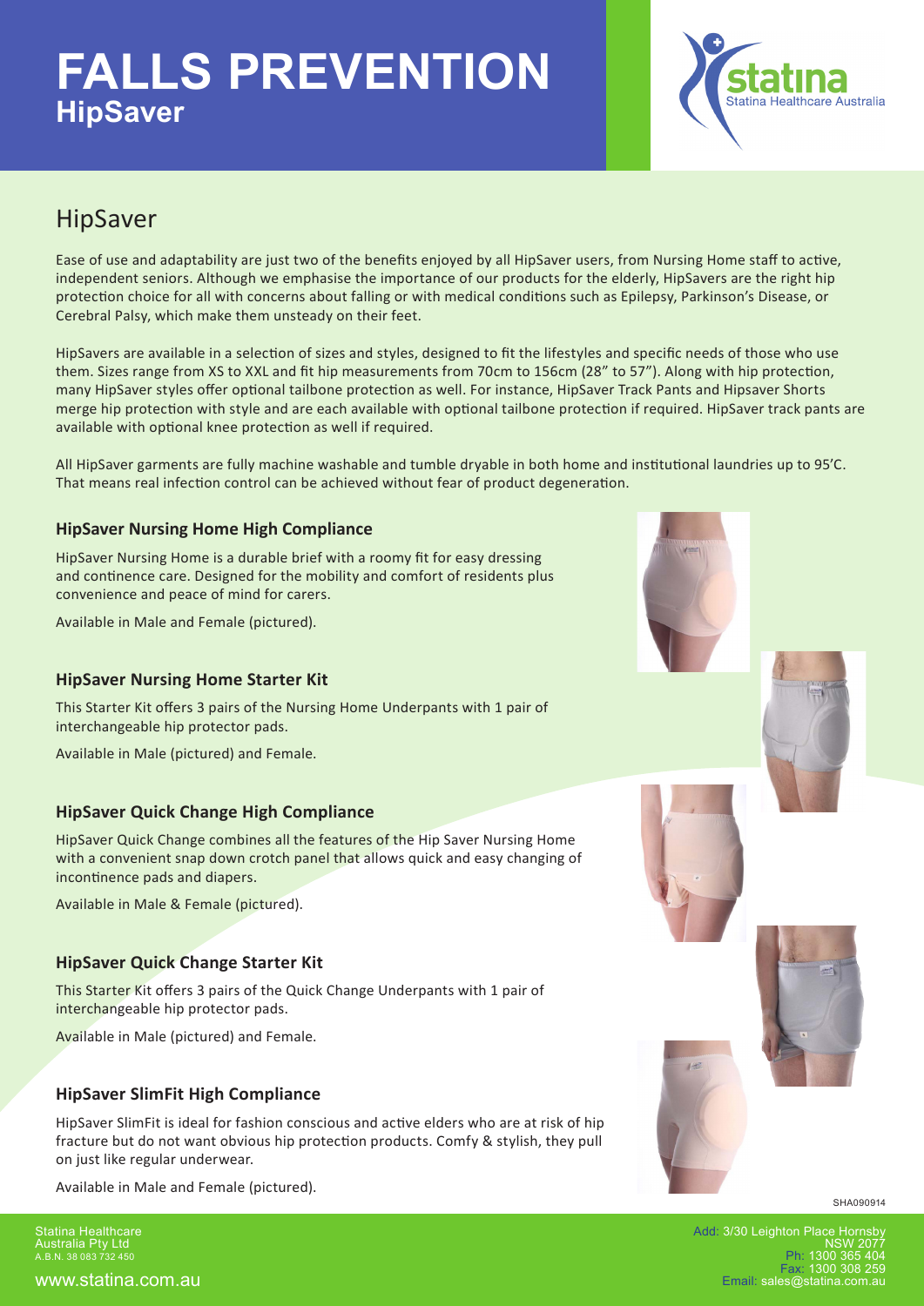# FALLS PREVENTION
## HipSaver

statina
Statina Healthcare Australia

## HipSaver

Ease of use and adaptability are just two of the benefits enjoyed by all HipSaver users, from Nursing Home staff to active, independent seniors. Although we emphasise the importance of our products for the elderly, HipSavers are the right hip protection choice for all with concerns about falling or with medical conditions such as Epilepsy, Parkinson's Disease, or Cerebral Palsy, which make them unsteady on their feet.

HipSavers are available in a selection of sizes and styles, designed to fit the lifestyles and specific needs of those who use them. Sizes range from XS to XXL and fit hip measurements from 70cm to 156cm (28" to 57"). Along with hip protection, many HipSaver styles offer optional tailbone protection as well. For instance, HipSaver Track Pants and Hipsaver Shorts merge hip protection with style and are each available with optional tailbone protection if required. HipSaver track pants are available with optional knee protection as well if required.

All HipSaver garments are fully machine washable and tumble dryable in both home and institutional laundries up to 95'C. That means real infection control can be achieved without fear of product degeneration.

### HipSaver Nursing Home High Compliance

HipSaver Nursing Home is a durable brief with a roomy fit for easy dressing and continence care. Designed for the mobility and comfort of residents plus convenience and peace of mind for carers.

Available in Male and Female (pictured).

### HipSaver Nursing Home Starter Kit

This Starter Kit offers 3 pairs of the Nursing Home Underpants with 1 pair of interchangeable hip protector pads.

Available in Male (pictured) and Female.

### HipSaver Quick Change High Compliance

HipSaver Quick Change combines all the features of the Hip Saver Nursing Home with a convenient snap down crotch panel that allows quick and easy changing of incontinence pads and diapers.

Available in Male & Female (pictured).

### HipSaver Quick Change Starter Kit

This Starter Kit offers 3 pairs of the Quick Change Underpants with 1 pair of interchangeable hip protector pads.

Available in Male (pictured) and Female.

### HipSaver SlimFit High Compliance

HipSaver SlimFit is ideal for fashion conscious and active elders who are at risk of hip fracture but do not want obvious hip protection products. Comfy & stylish, they pull on just like regular underwear.

Available in Male and Female (pictured).

SHA090914

Statina Healthcare Australia Pty Ltd
A.B.N. 38 083 732 450

www.statina.com.au

Add: 3/30 Leighton Place Hornsby NSW 2077
Ph: 1300 365 404
Fax: 1300 308 259
Email: sales@statina.com.au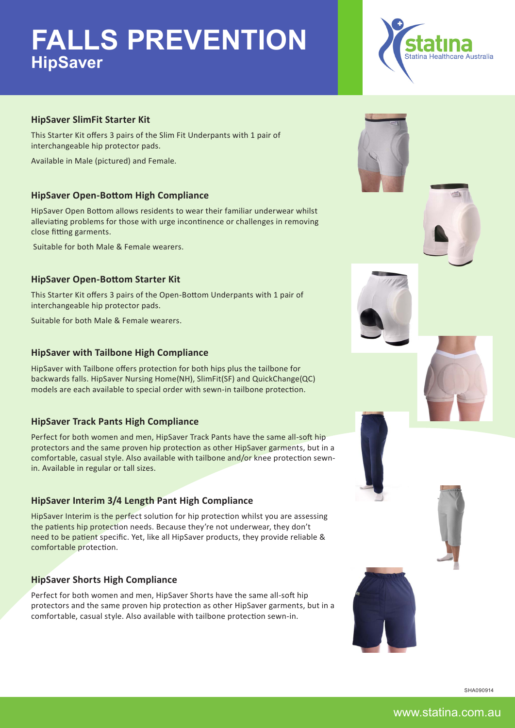# FALLS PREVENTION

## HipSaver

statina
Statina Healthcare Australia

### HipSaver SlimFit Starter Kit

This Starter Kit offers 3 pairs of the Slim Fit Underpants with 1 pair of interchangeable hip protector pads.

Available in Male (pictured) and Female.

### HipSaver Open-Bottom High Compliance

HipSaver Open Bottom allows residents to wear their familiar underwear whilst alleviating problems for those with urge incontinence or challenges in removing close fitting garments.

Suitable for both Male & Female wearers.

### HipSaver Open-Bottom Starter Kit

This Starter Kit offers 3 pairs of the Open-Bottom Underpants with 1 pair of interchangeable hip protector pads.

Suitable for both Male & Female wearers.

### HipSaver with Tailbone High Compliance

HipSaver with Tailbone offers protection for both hips plus the tailbone for backwards falls. HipSaver Nursing Home(NH), SlimFit(SF) and QuickChange(QC) models are each available to special order with sewn-in tailbone protection.

### HipSaver Track Pants High Compliance

Perfect for both women and men, HipSaver Track Pants have the same all-soft hip protectors and the same proven hip protection as other HipSaver garments, but in a comfortable, casual style. Also available with tailbone and/or knee protection sewn-in. Available in regular or tall sizes.

### HipSaver Interim 3/4 Length Pant High Compliance

HipSaver Interim is the perfect solution for hip protection whilst you are assessing the patients hip protection needs. Because they're not underwear, they don't need to be patient specific. Yet, like all HipSaver products, they provide reliable & comfortable protection.

### HipSaver Shorts High Compliance

Perfect for both women and men, HipSaver Shorts have the same all-soft hip protectors and the same proven hip protection as other HipSaver garments, but in a comfortable, casual style. Also available with tailbone protection sewn-in.

SHA090914

www.statina.com.au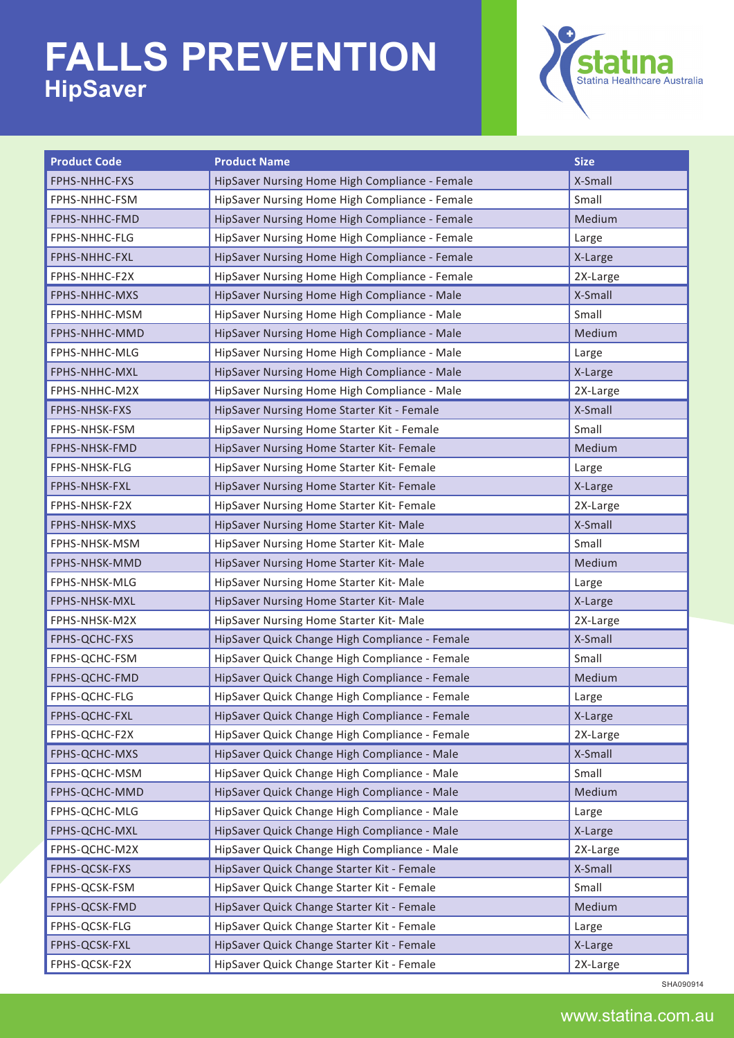# FALLS PREVENTION

## HipSaver

statina
Statina Healthcare Australia

| Product Code | Product Name | Size |
|---|---|---|
| FPHS-NHHC-FXS | HipSaver Nursing Home High Compliance - Female | X-Small |
| FPHS-NHHC-FSM | HipSaver Nursing Home High Compliance - Female | Small |
| FPHS-NHHC-FMD | HipSaver Nursing Home High Compliance - Female | Medium |
| FPHS-NHHC-FLG | HipSaver Nursing Home High Compliance - Female | Large |
| FPHS-NHHC-FXL | HipSaver Nursing Home High Compliance - Female | X-Large |
| FPHS-NHHC-F2X | HipSaver Nursing Home High Compliance - Female | 2X-Large |
| FPHS-NHHC-MXS | HipSaver Nursing Home High Compliance - Male | X-Small |
| FPHS-NHHC-MSM | HipSaver Nursing Home High Compliance - Male | Small |
| FPHS-NHHC-MMD | HipSaver Nursing Home High Compliance - Male | Medium |
| FPHS-NHHC-MLG | HipSaver Nursing Home High Compliance - Male | Large |
| FPHS-NHHC-MXL | HipSaver Nursing Home High Compliance - Male | X-Large |
| FPHS-NHHC-M2X | HipSaver Nursing Home High Compliance - Male | 2X-Large |
| FPHS-NHSK-FXS | HipSaver Nursing Home Starter Kit - Female | X-Small |
| FPHS-NHSK-FSM | HipSaver Nursing Home Starter Kit - Female | Small |
| FPHS-NHSK-FMD | HipSaver Nursing Home Starter Kit- Female | Medium |
| FPHS-NHSK-FLG | HipSaver Nursing Home Starter Kit- Female | Large |
| FPHS-NHSK-FXL | HipSaver Nursing Home Starter Kit- Female | X-Large |
| FPHS-NHSK-F2X | HipSaver Nursing Home Starter Kit- Female | 2X-Large |
| FPHS-NHSK-MXS | HipSaver Nursing Home Starter Kit- Male | X-Small |
| FPHS-NHSK-MSM | HipSaver Nursing Home Starter Kit- Male | Small |
| FPHS-NHSK-MMD | HipSaver Nursing Home Starter Kit- Male | Medium |
| FPHS-NHSK-MLG | HipSaver Nursing Home Starter Kit- Male | Large |
| FPHS-NHSK-MXL | HipSaver Nursing Home Starter Kit- Male | X-Large |
| FPHS-NHSK-M2X | HipSaver Nursing Home Starter Kit- Male | 2X-Large |
| FPHS-QCHC-FXS | HipSaver Quick Change High Compliance - Female | X-Small |
| FPHS-QCHC-FSM | HipSaver Quick Change High Compliance - Female | Small |
| FPHS-QCHC-FMD | HipSaver Quick Change High Compliance - Female | Medium |
| FPHS-QCHC-FLG | HipSaver Quick Change High Compliance - Female | Large |
| FPHS-QCHC-FXL | HipSaver Quick Change High Compliance - Female | X-Large |
| FPHS-QCHC-F2X | HipSaver Quick Change High Compliance - Female | 2X-Large |
| FPHS-QCHC-MXS | HipSaver Quick Change High Compliance - Male | X-Small |
| FPHS-QCHC-MSM | HipSaver Quick Change High Compliance - Male | Small |
| FPHS-QCHC-MMD | HipSaver Quick Change High Compliance - Male | Medium |
| FPHS-QCHC-MLG | HipSaver Quick Change High Compliance - Male | Large |
| FPHS-QCHC-MXL | HipSaver Quick Change High Compliance - Male | X-Large |
| FPHS-QCHC-M2X | HipSaver Quick Change High Compliance - Male | 2X-Large |
| FPHS-QCSK-FXS | HipSaver Quick Change Starter Kit - Female | X-Small |
| FPHS-QCSK-FSM | HipSaver Quick Change Starter Kit - Female | Small |
| FPHS-QCSK-FMD | HipSaver Quick Change Starter Kit - Female | Medium |
| FPHS-QCSK-FLG | HipSaver Quick Change Starter Kit - Female | Large |
| FPHS-QCSK-FXL | HipSaver Quick Change Starter Kit - Female | X-Large |
| FPHS-QCSK-F2X | HipSaver Quick Change Starter Kit - Female | 2X-Large |

SHA090914

www.statina.com.au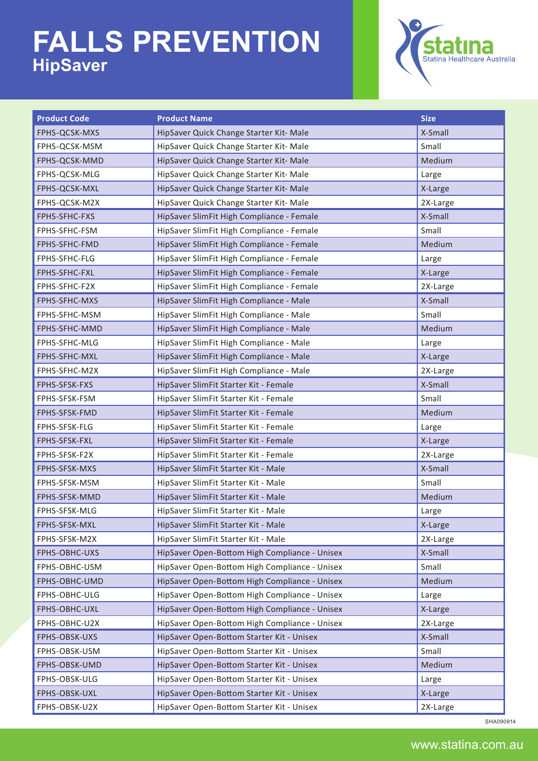# FALLS PREVENTION

## HipSaver

| Product Code | Product Name | Size |
|---|---|---|
| FPHS-QCSK-MXS | HipSaver Quick Change Starter Kit- Male | X-Small |
| FPHS-QCSK-MSM | HipSaver Quick Change Starter Kit- Male | Small |
| FPHS-QCSK-MMD | HipSaver Quick Change Starter Kit- Male | Medium |
| FPHS-QCSK-MLG | HipSaver Quick Change Starter Kit- Male | Large |
| FPHS-QCSK-MXL | HipSaver Quick Change Starter Kit- Male | X-Large |
| FPHS-QCSK-M2X | HipSaver Quick Change Starter Kit- Male | 2X-Large |
| FPHS-SFHC-FXS | HipSaver SlimFit High Compliance - Female | X-Small |
| FPHS-SFHC-FSM | HipSaver SlimFit High Compliance - Female | Small |
| FPHS-SFHC-FMD | HipSaver SlimFit High Compliance - Female | Medium |
| FPHS-SFHC-FLG | HipSaver SlimFit High Compliance - Female | Large |
| FPHS-SFHC-FXL | HipSaver SlimFit High Compliance - Female | X-Large |
| FPHS-SFHC-F2X | HipSaver SlimFit High Compliance - Female | 2X-Large |
| FPHS-SFHC-MXS | HipSaver SlimFit High Compliance - Male | X-Small |
| FPHS-SFHC-MSM | HipSaver SlimFit High Compliance - Male | Small |
| FPHS-SFHC-MMD | HipSaver SlimFit High Compliance - Male | Medium |
| FPHS-SFHC-MLG | HipSaver SlimFit High Compliance - Male | Large |
| FPHS-SFHC-MXL | HipSaver SlimFit High Compliance - Male | X-Large |
| FPHS-SFHC-M2X | HipSaver SlimFit High Compliance - Male | 2X-Large |
| FPHS-SFSK-FXS | HipSaver SlimFit Starter Kit - Female | X-Small |
| FPHS-SFSK-FSM | HipSaver SlimFit Starter Kit - Female | Small |
| FPHS-SFSK-FMD | HipSaver SlimFit Starter Kit - Female | Medium |
| FPHS-SFSK-FLG | HipSaver SlimFit Starter Kit - Female | Large |
| FPHS-SFSK-FXL | HipSaver SlimFit Starter Kit - Female | X-Large |
| FPHS-SFSK-F2X | HipSaver SlimFit Starter Kit - Female | 2X-Large |
| FPHS-SFSK-MXS | HipSaver SlimFit Starter Kit - Male | X-Small |
| FPHS-SFSK-MSM | HipSaver SlimFit Starter Kit - Male | Small |
| FPHS-SFSK-MMD | HipSaver SlimFit Starter Kit - Male | Medium |
| FPHS-SFSK-MLG | HipSaver SlimFit Starter Kit - Male | Large |
| FPHS-SFSK-MXL | HipSaver SlimFit Starter Kit - Male | X-Large |
| FPHS-SFSK-M2X | HipSaver SlimFit Starter Kit - Male | 2X-Large |
| FPHS-OBHC-UXS | HipSaver Open-Bottom High Compliance - Unisex | X-Small |
| FPHS-OBHC-USM | HipSaver Open-Bottom High Compliance - Unisex | Small |
| FPHS-OBHC-UMD | HipSaver Open-Bottom High Compliance - Unisex | Medium |
| FPHS-OBHC-ULG | HipSaver Open-Bottom High Compliance - Unisex | Large |
| FPHS-OBHC-UXL | HipSaver Open-Bottom High Compliance - Unisex | X-Large |
| FPHS-OBHC-U2X | HipSaver Open-Bottom High Compliance - Unisex | 2X-Large |
| FPHS-OBSK-UXS | HipSaver Open-Bottom Starter Kit - Unisex | X-Small |
| FPHS-OBSK-USM | HipSaver Open-Bottom Starter Kit - Unisex | Small |
| FPHS-OBSK-UMD | HipSaver Open-Bottom Starter Kit - Unisex | Medium |
| FPHS-OBSK-ULG | HipSaver Open-Bottom Starter Kit - Unisex | Large |
| FPHS-OBSK-UXL | HipSaver Open-Bottom Starter Kit - Unisex | X-Large |
| FPHS-OBSK-U2X | HipSaver Open-Bottom Starter Kit - Unisex | 2X-Large |

SHA090914

www.statina.com.au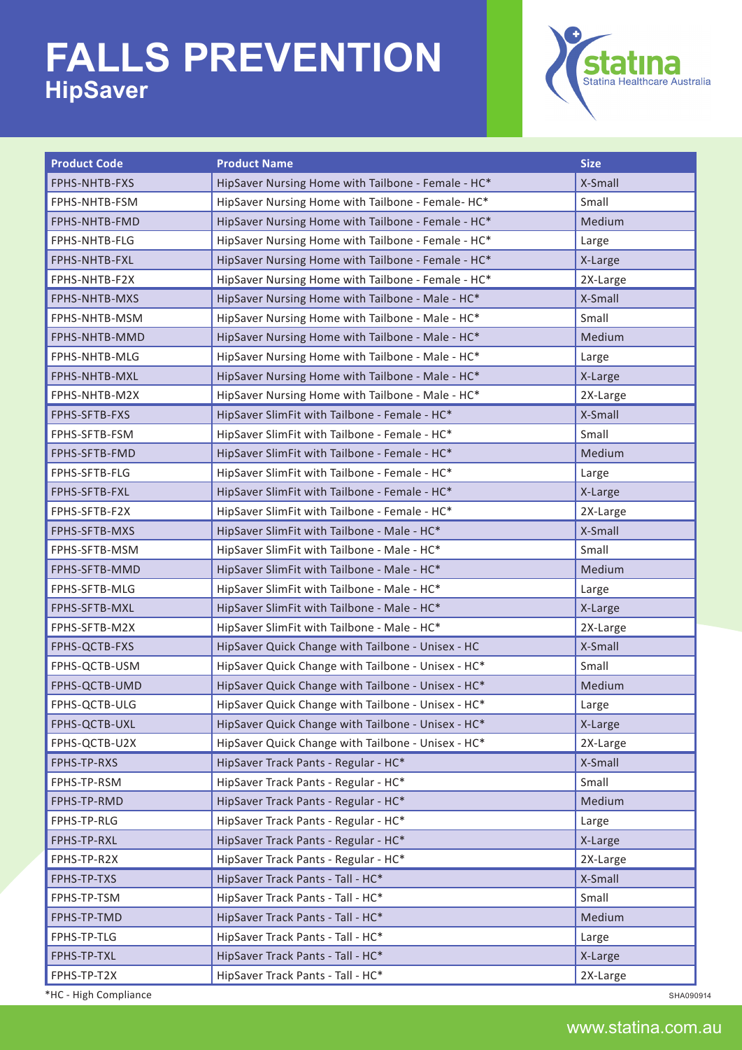# FALLS PREVENTION

## HipSaver

statina
Statina Healthcare Australia

| Product Code | Product Name | Size |
|---|---|---|
| FPHS-NHTB-FXS | HipSaver Nursing Home with Tailbone - Female - HC* | X-Small |
| FPHS-NHTB-FSM | HipSaver Nursing Home with Tailbone - Female- HC* | Small |
| FPHS-NHTB-FMD | HipSaver Nursing Home with Tailbone - Female - HC* | Medium |
| FPHS-NHTB-FLG | HipSaver Nursing Home with Tailbone - Female - HC* | Large |
| FPHS-NHTB-FXL | HipSaver Nursing Home with Tailbone - Female - HC* | X-Large |
| FPHS-NHTB-F2X | HipSaver Nursing Home with Tailbone - Female - HC* | 2X-Large |
| FPHS-NHTB-MXS | HipSaver Nursing Home with Tailbone - Male - HC* | X-Small |
| FPHS-NHTB-MSM | HipSaver Nursing Home with Tailbone - Male - HC* | Small |
| FPHS-NHTB-MMD | HipSaver Nursing Home with Tailbone - Male - HC* | Medium |
| FPHS-NHTB-MLG | HipSaver Nursing Home with Tailbone - Male - HC* | Large |
| FPHS-NHTB-MXL | HipSaver Nursing Home with Tailbone - Male - HC* | X-Large |
| FPHS-NHTB-M2X | HipSaver Nursing Home with Tailbone - Male - HC* | 2X-Large |
| FPHS-SFTB-FXS | HipSaver SlimFit with Tailbone - Female - HC* | X-Small |
| FPHS-SFTB-FSM | HipSaver SlimFit with Tailbone - Female - HC* | Small |
| FPHS-SFTB-FMD | HipSaver SlimFit with Tailbone - Female - HC* | Medium |
| FPHS-SFTB-FLG | HipSaver SlimFit with Tailbone - Female - HC* | Large |
| FPHS-SFTB-FXL | HipSaver SlimFit with Tailbone - Female - HC* | X-Large |
| FPHS-SFTB-F2X | HipSaver SlimFit with Tailbone - Female - HC* | 2X-Large |
| FPHS-SFTB-MXS | HipSaver SlimFit with Tailbone - Male - HC* | X-Small |
| FPHS-SFTB-MSM | HipSaver SlimFit with Tailbone - Male - HC* | Small |
| FPHS-SFTB-MMD | HipSaver SlimFit with Tailbone - Male - HC* | Medium |
| FPHS-SFTB-MLG | HipSaver SlimFit with Tailbone - Male - HC* | Large |
| FPHS-SFTB-MXL | HipSaver SlimFit with Tailbone - Male - HC* | X-Large |
| FPHS-SFTB-M2X | HipSaver SlimFit with Tailbone - Male - HC* | 2X-Large |
| FPHS-QCTB-FXS | HipSaver Quick Change with Tailbone - Unisex - HC | X-Small |
| FPHS-QCTB-USM | HipSaver Quick Change with Tailbone - Unisex - HC* | Small |
| FPHS-QCTB-UMD | HipSaver Quick Change with Tailbone - Unisex - HC* | Medium |
| FPHS-QCTB-ULG | HipSaver Quick Change with Tailbone - Unisex - HC* | Large |
| FPHS-QCTB-UXL | HipSaver Quick Change with Tailbone - Unisex - HC* | X-Large |
| FPHS-QCTB-U2X | HipSaver Quick Change with Tailbone - Unisex - HC* | 2X-Large |
| FPHS-TP-RXS | HipSaver Track Pants - Regular - HC* | X-Small |
| FPHS-TP-RSM | HipSaver Track Pants - Regular - HC* | Small |
| FPHS-TP-RMD | HipSaver Track Pants - Regular - HC* | Medium |
| FPHS-TP-RLG | HipSaver Track Pants - Regular - HC* | Large |
| FPHS-TP-RXL | HipSaver Track Pants - Regular - HC* | X-Large |
| FPHS-TP-R2X | HipSaver Track Pants - Regular - HC* | 2X-Large |
| FPHS-TP-TXS | HipSaver Track Pants - Tall - HC* | X-Small |
| FPHS-TP-TSM | HipSaver Track Pants - Tall - HC* | Small |
| FPHS-TP-TMD | HipSaver Track Pants - Tall - HC* | Medium |
| FPHS-TP-TLG | HipSaver Track Pants - Tall - HC* | Large |
| FPHS-TP-TXL | HipSaver Track Pants - Tall - HC* | X-Large |
| FPHS-TP-T2X | HipSaver Track Pants - Tall - HC* | 2X-Large |

*HC - High Compliance

SHA090914

www.statina.com.au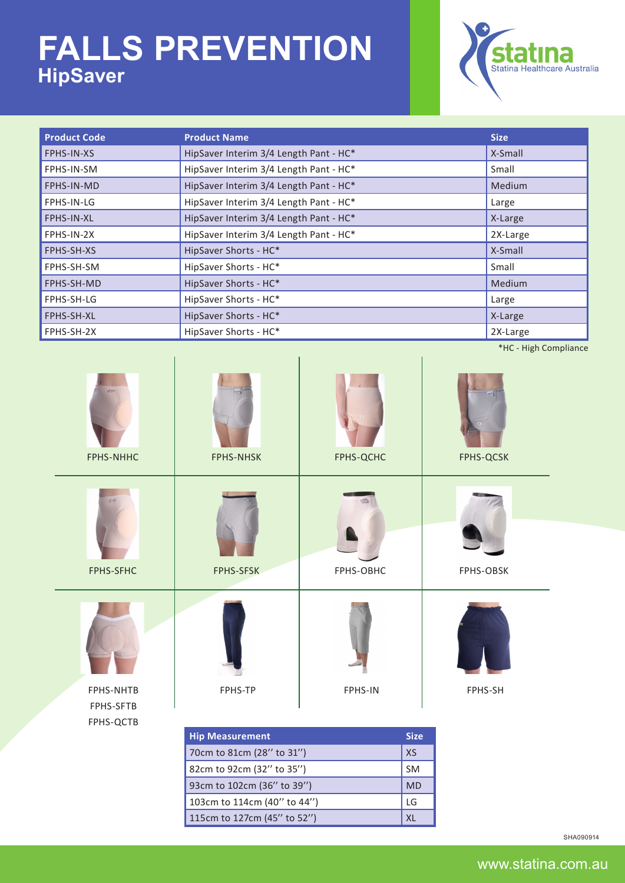# FALLS PREVENTION

## HipSaver

statina
Statina Healthcare Australia

| Product Code | Product Name | Size |
|---|---|---|
| FPHS-IN-XS | HipSaver Interim 3/4 Length Pant - HC* | X-Small |
| FPHS-IN-SM | HipSaver Interim 3/4 Length Pant - HC* | Small |
| FPHS-IN-MD | HipSaver Interim 3/4 Length Pant - HC* | Medium |
| FPHS-IN-LG | HipSaver Interim 3/4 Length Pant - HC* | Large |
| FPHS-IN-XL | HipSaver Interim 3/4 Length Pant - HC* | X-Large |
| FPHS-IN-2X | HipSaver Interim 3/4 Length Pant - HC* | 2X-Large |
| FPHS-SH-XS | HipSaver Shorts - HC* | X-Small |
| FPHS-SH-SM | HipSaver Shorts - HC* | Small |
| FPHS-SH-MD | HipSaver Shorts - HC* | Medium |
| FPHS-SH-LG | HipSaver Shorts - HC* | Large |
| FPHS-SH-XL | HipSaver Shorts - HC* | X-Large |
| FPHS-SH-2X | HipSaver Shorts - HC* | 2X-Large |

*HC - High Compliance

FPHS-NHHC

FPHS-NHSK

FPHS-QCHC

FPHS-QCSK

FPHS-SFHC

FPHS-SFSK

FPHS-OBHC

FPHS-OBSK

FPHS-NHTB
FPHS-SFTB
FPHS-QCTB

FPHS-TP

FPHS-IN

FPHS-SH

| Hip Measurement | Size |
|---|---|
| 70cm to 81cm (28'' to 31'') | XS |
| 82cm to 92cm (32'' to 35'') | SM |
| 93cm to 102cm (36'' to 39'') | MD |
| 103cm to 114cm (40'' to 44'') | LG |
| 115cm to 127cm (45'' to 52'') | XL |

SHA090914

www.statina.com.au